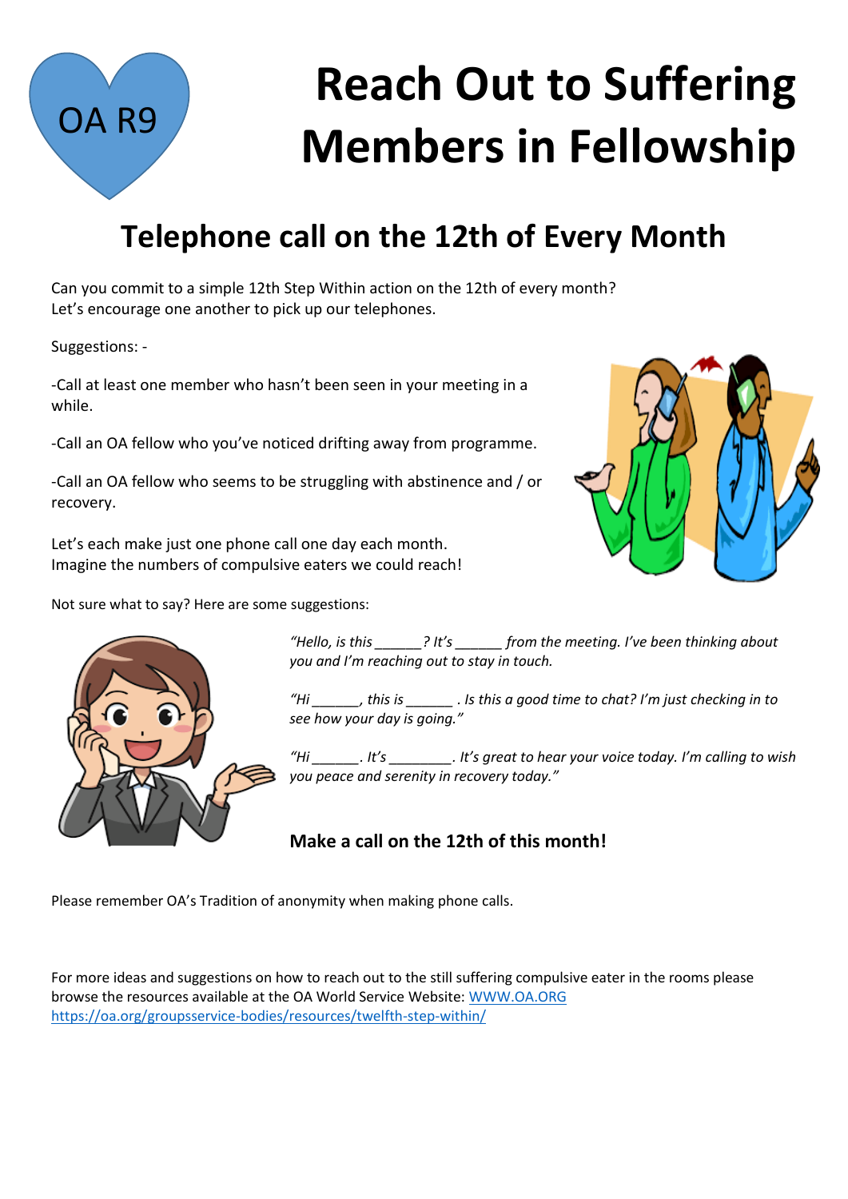OA R9

# Reach Out to Suffering Members in Fellowship

## Telephone call on the 12th of Every Month

Can you commit to a simple 12th Step Within action on the 12th of every month?
Let's encourage one another to pick up our telephones.

Suggestions: -

-Call at least one member who hasn't been seen in your meeting in a while.

-Call an OA fellow who you've noticed drifting away from programme.

-Call an OA fellow who seems to be struggling with abstinence and / or recovery.

Let's each make just one phone call one day each month.
Imagine the numbers of compulsive eaters we could reach!

Not sure what to say? Here are some suggestions:

*"Hello, is this ______? It's ______ from the meeting. I've been thinking about you and I'm reaching out to stay in touch.*

*"Hi ______, this is ______ . Is this a good time to chat? I'm just checking in to see how your day is going."*

*"Hi ______. It's ________. It's great to hear your voice today. I'm calling to wish you peace and serenity in recovery today."*

**Make a call on the 12th of this month!**

Please remember OA's Tradition of anonymity when making phone calls.

For more ideas and suggestions on how to reach out to the still suffering compulsive eater in the rooms please browse the resources available at the OA World Service Website: [WWW.OA.ORG](http://WWW.OA.ORG)
https://oa.org/groupsservice-bodies/resources/twelfth-step-within/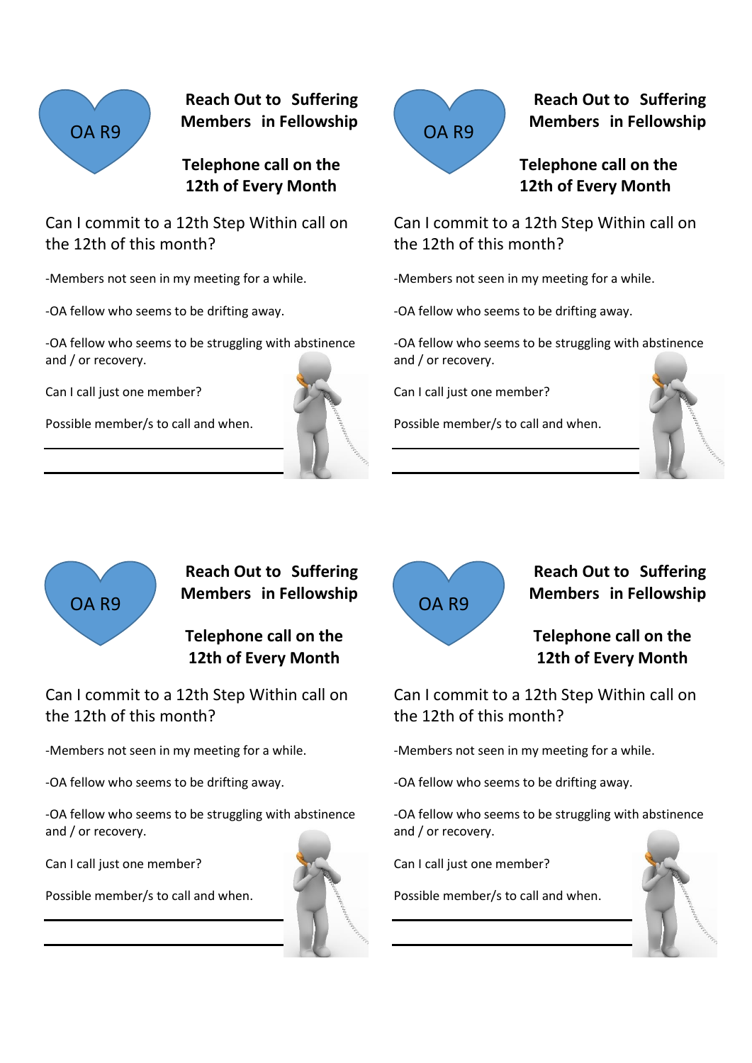OA R9

**Reach Out to Suffering Members in Fellowship**

**Telephone call on the 12th of Every Month**

Can I commit to a 12th Step Within call on the 12th of this month?

-Members not seen in my meeting for a while.

-OA fellow who seems to be drifting away.

-OA fellow who seems to be struggling with abstinence and / or recovery.

Can I call just one member?

Possible member/s to call and when.

\_\_\_\_\_\_\_\_\_\_\_\_\_\_\_\_\_\_\_\_\_\_\_\_\_\_\_\_\_\_\_\_\_\_\_\_

\_\_\_\_\_\_\_\_\_\_\_\_\_\_\_\_\_\_\_\_\_\_\_\_\_\_\_\_\_\_\_\_\_\_\_\_

OA R9

**Reach Out to Suffering Members in Fellowship**

**Telephone call on the 12th of Every Month**

Can I commit to a 12th Step Within call on the 12th of this month?

-Members not seen in my meeting for a while.

-OA fellow who seems to be drifting away.

-OA fellow who seems to be struggling with abstinence and / or recovery.

Can I call just one member?

Possible member/s to call and when.

\_\_\_\_\_\_\_\_\_\_\_\_\_\_\_\_\_\_\_\_\_\_\_\_\_\_\_\_\_\_\_\_\_\_\_\_

\_\_\_\_\_\_\_\_\_\_\_\_\_\_\_\_\_\_\_\_\_\_\_\_\_\_\_\_\_\_\_\_\_\_\_\_

OA R9

**Reach Out to Suffering Members in Fellowship**

**Telephone call on the 12th of Every Month**

Can I commit to a 12th Step Within call on the 12th of this month?

-Members not seen in my meeting for a while.

-OA fellow who seems to be drifting away.

-OA fellow who seems to be struggling with abstinence and / or recovery.

Can I call just one member?

Possible member/s to call and when.

\_\_\_\_\_\_\_\_\_\_\_\_\_\_\_\_\_\_\_\_\_\_\_\_\_\_\_\_\_\_\_\_\_\_\_\_

\_\_\_\_\_\_\_\_\_\_\_\_\_\_\_\_\_\_\_\_\_\_\_\_\_\_\_\_\_\_\_\_\_\_\_\_

OA R9

**Reach Out to Suffering Members in Fellowship**

**Telephone call on the 12th of Every Month**

Can I commit to a 12th Step Within call on the 12th of this month?

-Members not seen in my meeting for a while.

-OA fellow who seems to be drifting away.

-OA fellow who seems to be struggling with abstinence and / or recovery.

Can I call just one member?

Possible member/s to call and when.

\_\_\_\_\_\_\_\_\_\_\_\_\_\_\_\_\_\_\_\_\_\_\_\_\_\_\_\_\_\_\_\_\_\_\_\_

\_\_\_\_\_\_\_\_\_\_\_\_\_\_\_\_\_\_\_\_\_\_\_\_\_\_\_\_\_\_\_\_\_\_\_\_